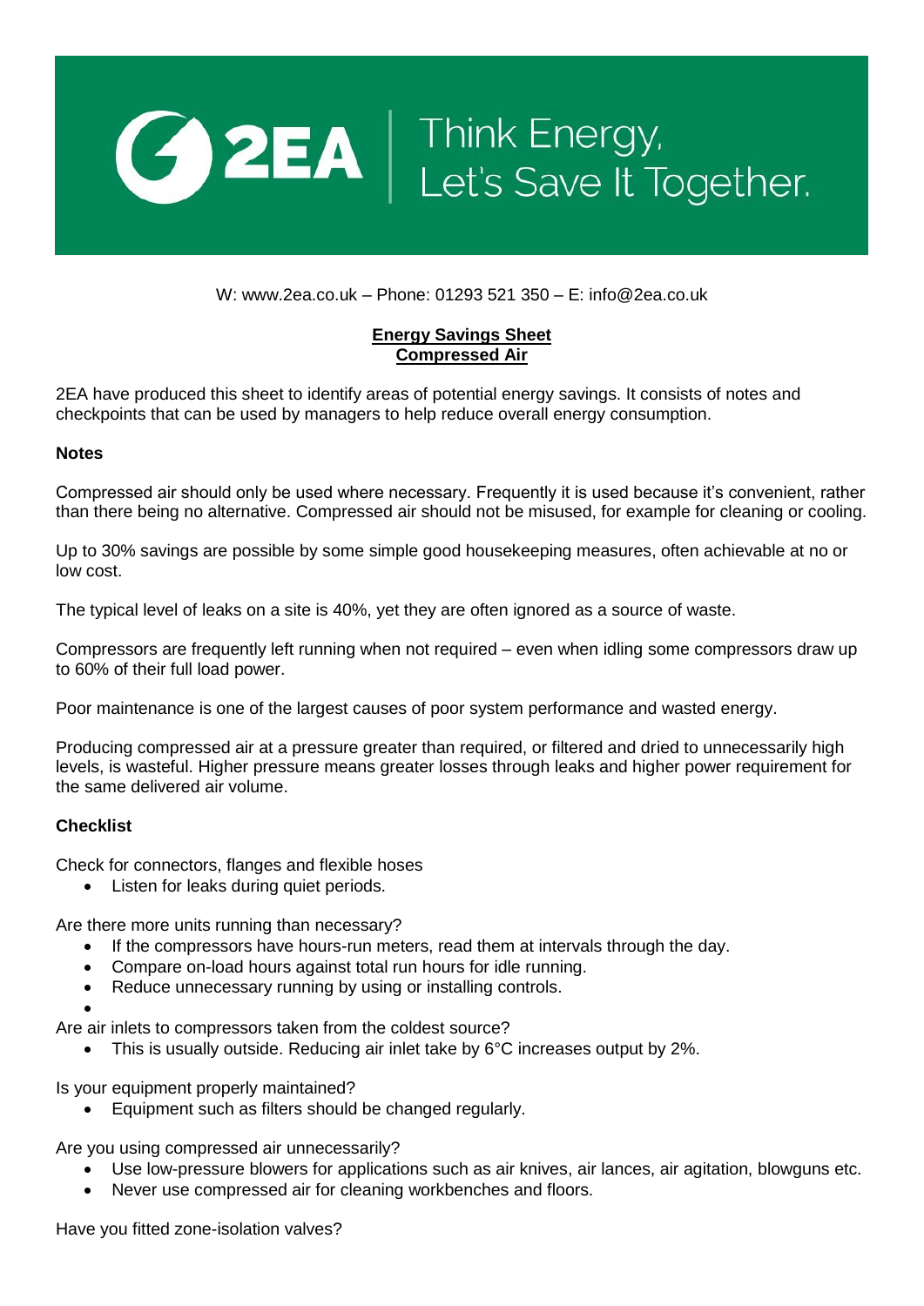2EA | Think Energy, Let's Save It Together.

W: www.2ea.co.uk – Phone: 01293 521 350 – E: info@2ea.co.uk

# Energy Savings Sheet
## Compressed Air

2EA have produced this sheet to identify areas of potential energy savings. It consists of notes and checkpoints that can be used by managers to help reduce overall energy consumption.

**Notes**

Compressed air should only be used where necessary. Frequently it is used because it's convenient, rather than there being no alternative. Compressed air should not be misused, for example for cleaning or cooling.

Up to 30% savings are possible by some simple good housekeeping measures, often achievable at no or low cost.

The typical level of leaks on a site is 40%, yet they are often ignored as a source of waste.

Compressors are frequently left running when not required – even when idling some compressors draw up to 60% of their full load power.

Poor maintenance is one of the largest causes of poor system performance and wasted energy.

Producing compressed air at a pressure greater than required, or filtered and dried to unnecessarily high levels, is wasteful. Higher pressure means greater losses through leaks and higher power requirement for the same delivered air volume.

**Checklist**

Check for connectors, flanges and flexible hoses

- Listen for leaks during quiet periods.

Are there more units running than necessary?

- If the compressors have hours-run meters, read them at intervals through the day.
- Compare on-load hours against total run hours for idle running.
- Reduce unnecessary running by using or installing controls.

Are air inlets to compressors taken from the coldest source?

- This is usually outside. Reducing air inlet take by 6°C increases output by 2%.

Is your equipment properly maintained?

- Equipment such as filters should be changed regularly.

Are you using compressed air unnecessarily?

- Use low-pressure blowers for applications such as air knives, air lances, air agitation, blowguns etc.
- Never use compressed air for cleaning workbenches and floors.

Have you fitted zone-isolation valves?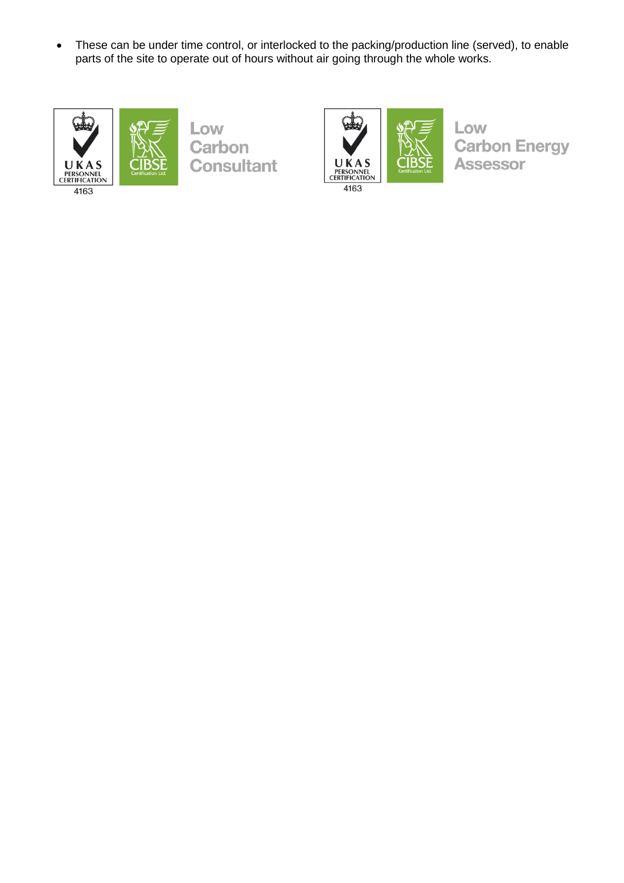- These can be under time control, or interlocked to the packing/production line (served), to enable parts of the site to operate out of hours without air going through the whole works.

UKAS PERSONNEL CERTIFICATION 4163 CIBSE Certification Ltd. Low Carbon Consultant

UKAS PERSONNEL CERTIFICATION 4163 CIBSE Certification Ltd. Low Carbon Energy Assessor